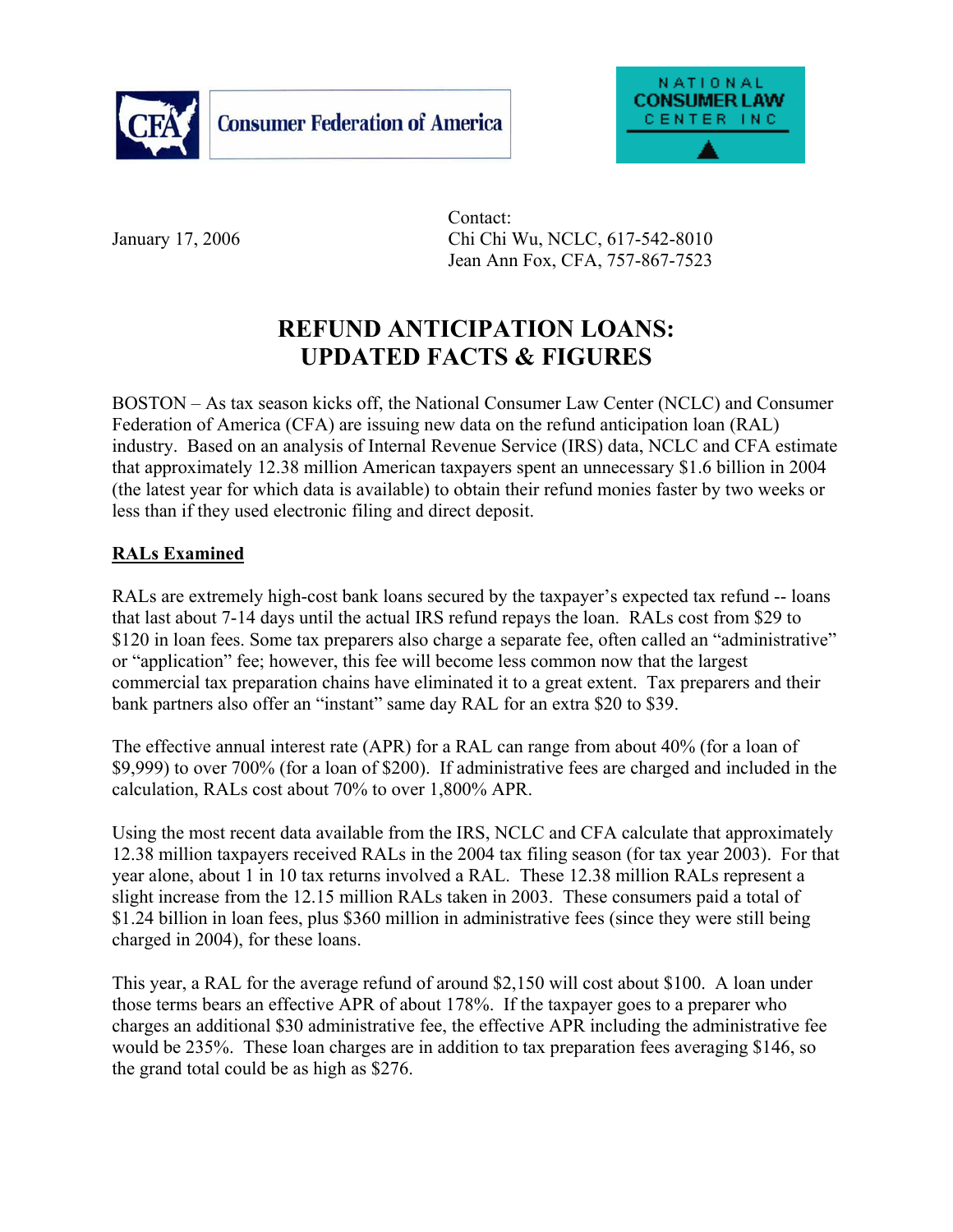Consumer Federation of America

NATIONAL CONSUMER LAW CENTER INC

January 17, 2006

Contact:
Chi Chi Wu, NCLC, 617-542-8010
Jean Ann Fox, CFA, 757-867-7523

# REFUND ANTICIPATION LOANS: UPDATED FACTS & FIGURES

BOSTON – As tax season kicks off, the National Consumer Law Center (NCLC) and Consumer Federation of America (CFA) are issuing new data on the refund anticipation loan (RAL) industry. Based on an analysis of Internal Revenue Service (IRS) data, NCLC and CFA estimate that approximately 12.38 million American taxpayers spent an unnecessary $1.6 billion in 2004 (the latest year for which data is available) to obtain their refund monies faster by two weeks or less than if they used electronic filing and direct deposit.

## RALs Examined

RALs are extremely high-cost bank loans secured by the taxpayer's expected tax refund -- loans that last about 7-14 days until the actual IRS refund repays the loan. RALs cost from $29 to $120 in loan fees. Some tax preparers also charge a separate fee, often called an "administrative" or "application" fee; however, this fee will become less common now that the largest commercial tax preparation chains have eliminated it to a great extent. Tax preparers and their bank partners also offer an "instant" same day RAL for an extra $20 to $39.

The effective annual interest rate (APR) for a RAL can range from about 40% (for a loan of $9,999) to over 700% (for a loan of $200). If administrative fees are charged and included in the calculation, RALs cost about 70% to over 1,800% APR.

Using the most recent data available from the IRS, NCLC and CFA calculate that approximately 12.38 million taxpayers received RALs in the 2004 tax filing season (for tax year 2003). For that year alone, about 1 in 10 tax returns involved a RAL. These 12.38 million RALs represent a slight increase from the 12.15 million RALs taken in 2003. These consumers paid a total of $1.24 billion in loan fees, plus $360 million in administrative fees (since they were still being charged in 2004), for these loans.

This year, a RAL for the average refund of around $2,150 will cost about $100. A loan under those terms bears an effective APR of about 178%. If the taxpayer goes to a preparer who charges an additional $30 administrative fee, the effective APR including the administrative fee would be 235%. These loan charges are in addition to tax preparation fees averaging $146, so the grand total could be as high as $276.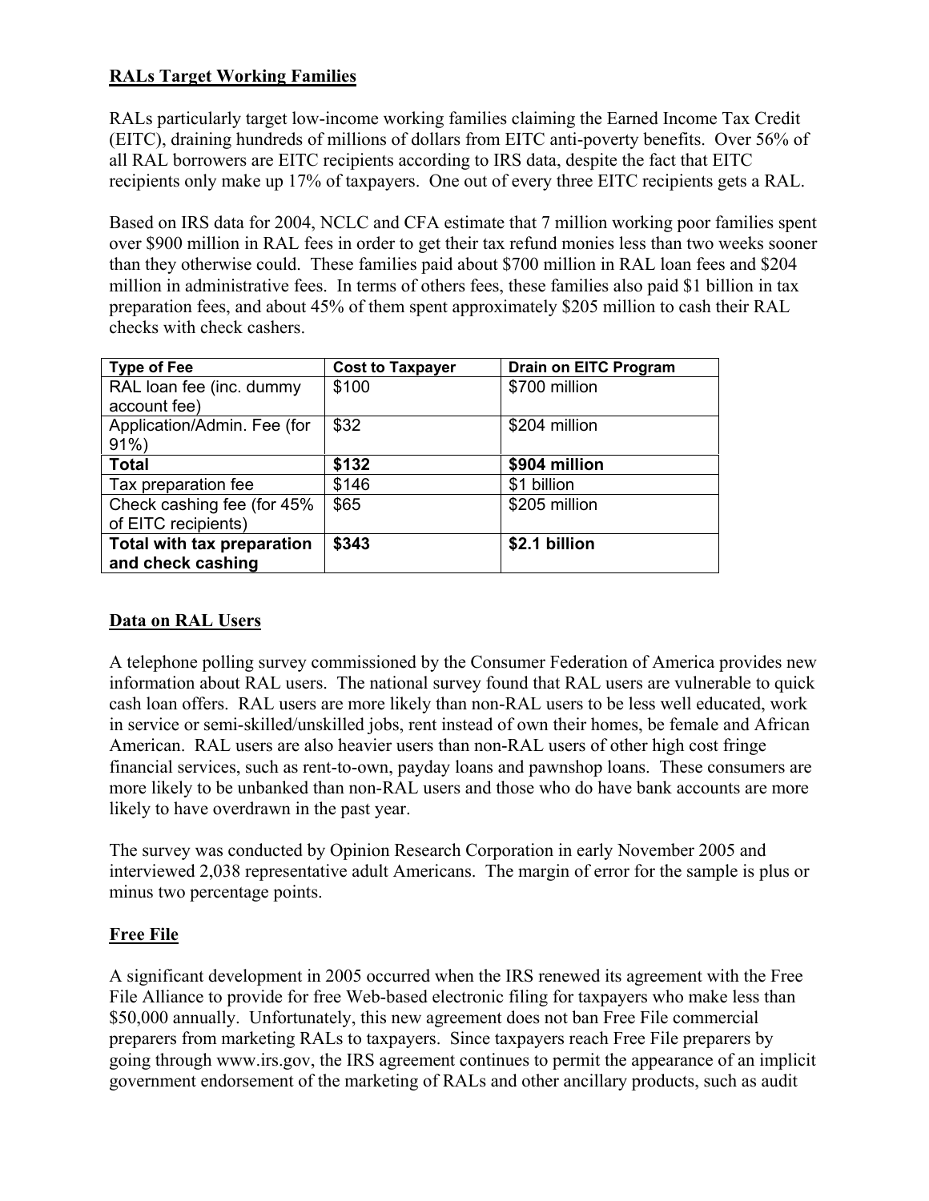**RALs Target Working Families**

RALs particularly target low-income working families claiming the Earned Income Tax Credit (EITC), draining hundreds of millions of dollars from EITC anti-poverty benefits. Over 56% of all RAL borrowers are EITC recipients according to IRS data, despite the fact that EITC recipients only make up 17% of taxpayers. One out of every three EITC recipients gets a RAL.

Based on IRS data for 2004, NCLC and CFA estimate that 7 million working poor families spent over $900 million in RAL fees in order to get their tax refund monies less than two weeks sooner than they otherwise could. These families paid about $700 million in RAL loan fees and $204 million in administrative fees. In terms of others fees, these families also paid $1 billion in tax preparation fees, and about 45% of them spent approximately $205 million to cash their RAL checks with check cashers.

| Type of Fee | Cost to Taxpayer | Drain on EITC Program |
|---|---|---|
| RAL loan fee (inc. dummy account fee) | $100 | $700 million |
| Application/Admin. Fee (for 91%) | $32 | $204 million |
| **Total** | **$132** | **$904 million** |
| Tax preparation fee | $146 | $1 billion |
| Check cashing fee (for 45% of EITC recipients) | $65 | $205 million |
| **Total with tax preparation and check cashing** | **$343** | **$2.1 billion** |

**Data on RAL Users**

A telephone polling survey commissioned by the Consumer Federation of America provides new information about RAL users. The national survey found that RAL users are vulnerable to quick cash loan offers. RAL users are more likely than non-RAL users to be less well educated, work in service or semi-skilled/unskilled jobs, rent instead of own their homes, be female and African American. RAL users are also heavier users than non-RAL users of other high cost fringe financial services, such as rent-to-own, payday loans and pawnshop loans. These consumers are more likely to be unbanked than non-RAL users and those who do have bank accounts are more likely to have overdrawn in the past year.

The survey was conducted by Opinion Research Corporation in early November 2005 and interviewed 2,038 representative adult Americans. The margin of error for the sample is plus or minus two percentage points.

**Free File**

A significant development in 2005 occurred when the IRS renewed its agreement with the Free File Alliance to provide for free Web-based electronic filing for taxpayers who make less than $50,000 annually. Unfortunately, this new agreement does not ban Free File commercial preparers from marketing RALs to taxpayers. Since taxpayers reach Free File preparers by going through www.irs.gov, the IRS agreement continues to permit the appearance of an implicit government endorsement of the marketing of RALs and other ancillary products, such as audit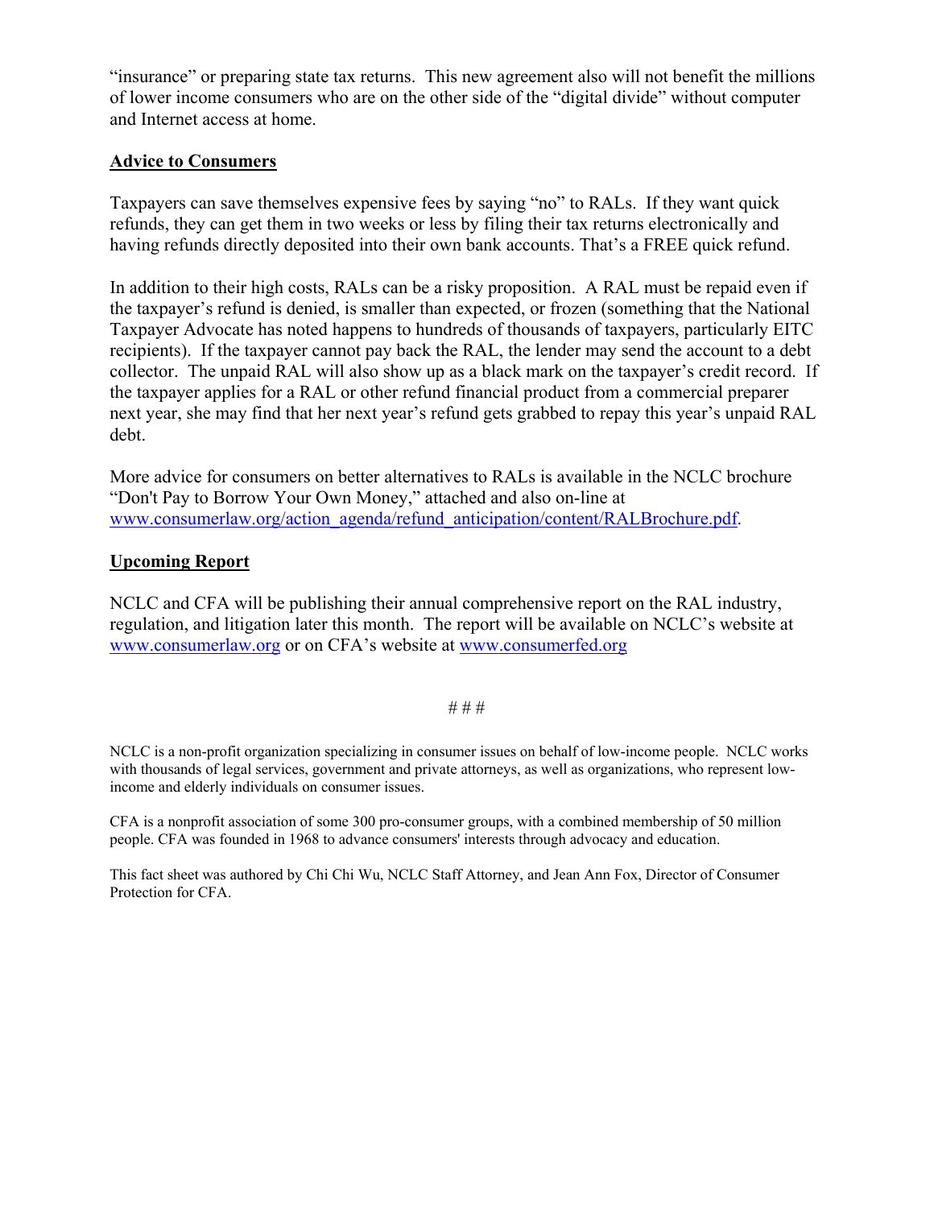"insurance" or preparing state tax returns. This new agreement also will not benefit the millions of lower income consumers who are on the other side of the "digital divide" without computer and Internet access at home.

## Advice to Consumers

Taxpayers can save themselves expensive fees by saying "no" to RALs. If they want quick refunds, they can get them in two weeks or less by filing their tax returns electronically and having refunds directly deposited into their own bank accounts. That's a FREE quick refund.

In addition to their high costs, RALs can be a risky proposition. A RAL must be repaid even if the taxpayer's refund is denied, is smaller than expected, or frozen (something that the National Taxpayer Advocate has noted happens to hundreds of thousands of taxpayers, particularly EITC recipients). If the taxpayer cannot pay back the RAL, the lender may send the account to a debt collector. The unpaid RAL will also show up as a black mark on the taxpayer's credit record. If the taxpayer applies for a RAL or other refund financial product from a commercial preparer next year, she may find that her next year's refund gets grabbed to repay this year's unpaid RAL debt.

More advice for consumers on better alternatives to RALs is available in the NCLC brochure "Don't Pay to Borrow Your Own Money," attached and also on-line at www.consumerlaw.org/action_agenda/refund_anticipation/content/RALBrochure.pdf.

## Upcoming Report

NCLC and CFA will be publishing their annual comprehensive report on the RAL industry, regulation, and litigation later this month. The report will be available on NCLC's website at www.consumerlaw.org or on CFA's website at www.consumerfed.org

# # #

NCLC is a non-profit organization specializing in consumer issues on behalf of low-income people. NCLC works with thousands of legal services, government and private attorneys, as well as organizations, who represent low-income and elderly individuals on consumer issues.

CFA is a nonprofit association of some 300 pro-consumer groups, with a combined membership of 50 million people. CFA was founded in 1968 to advance consumers' interests through advocacy and education.

This fact sheet was authored by Chi Chi Wu, NCLC Staff Attorney, and Jean Ann Fox, Director of Consumer Protection for CFA.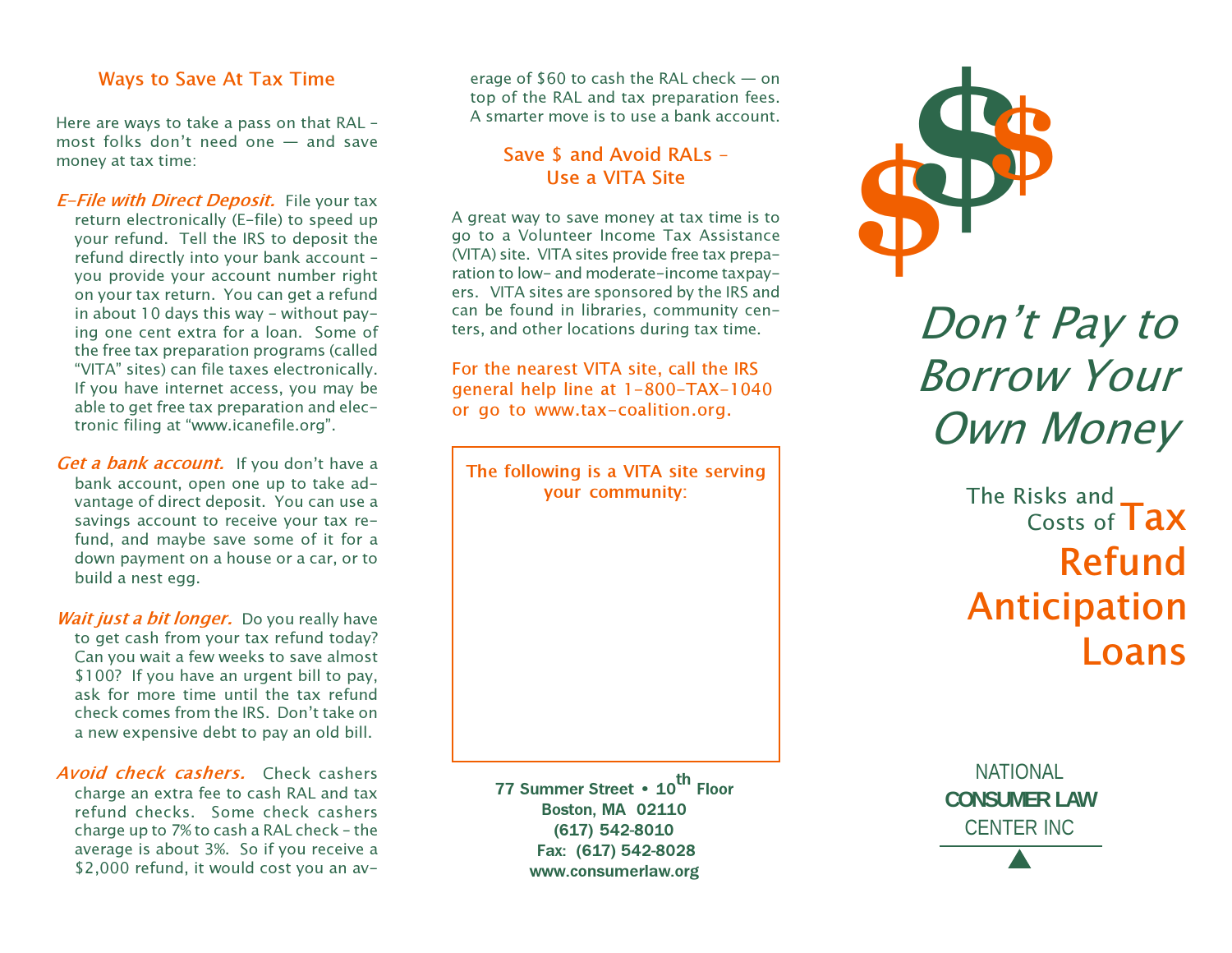## Ways to Save At Tax Time

Here are ways to take a pass on that RAL – most folks don't need one — and save money at tax time:

***E-File with Direct Deposit.*** File your tax return electronically (E-file) to speed up your refund. Tell the IRS to deposit the refund directly into your bank account – you provide your account number right on your tax return. You can get a refund in about 10 days this way – without paying one cent extra for a loan. Some of the free tax preparation programs (called "VITA" sites) can file taxes electronically. If you have internet access, you may be able to get free tax preparation and electronic filing at "www.icanefile.org".

***Get a bank account.*** If you don't have a bank account, open one up to take advantage of direct deposit. You can use a savings account to receive your tax refund, and maybe save some of it for a down payment on a house or a car, or to build a nest egg.

***Wait just a bit longer.*** Do you really have to get cash from your tax refund today? Can you wait a few weeks to save almost $100? If you have an urgent bill to pay, ask for more time until the tax refund check comes from the IRS. Don't take on a new expensive debt to pay an old bill.

***Avoid check cashers.*** Check cashers charge an extra fee to cash RAL and tax refund checks. Some check cashers charge up to 7% to cash a RAL check – the average is about 3%. So if you receive a $2,000 refund, it would cost you an average of $60 to cash the RAL check — on top of the RAL and tax preparation fees. A smarter move is to use a bank account.

## Save $ and Avoid RALs – Use a VITA Site

A great way to save money at tax time is to go to a Volunteer Income Tax Assistance (VITA) site. VITA sites provide free tax preparation to low- and moderate-income taxpayers. VITA sites are sponsored by the IRS and can be found in libraries, community centers, and other locations during tax time.

For the nearest VITA site, call the IRS general help line at 1-800-TAX-1040 or go to www.tax-coalition.org.

The following is a VITA site serving your community:

**77 Summer Street • 10th Floor**
**Boston, MA 02110**
**(617) 542-8010**
**Fax: (617) 542-8028**
**www.consumerlaw.org**

# *Don't Pay to Borrow Your Own Money*

## The Risks and Costs of Tax Refund Anticipation Loans

NATIONAL
**CONSUMER LAW**
CENTER INC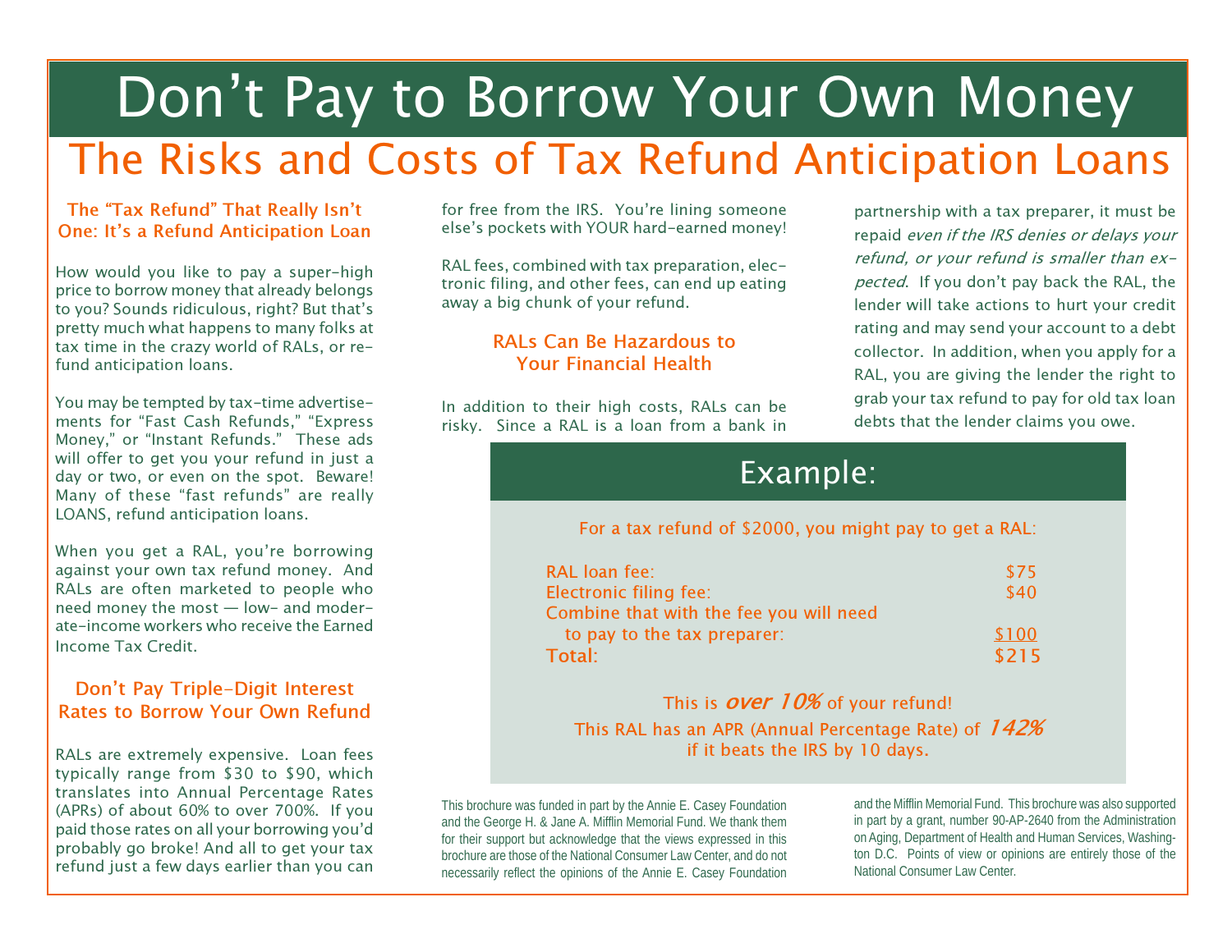# Don't Pay to Borrow Your Own Money

## The Risks and Costs of Tax Refund Anticipation Loans

### The "Tax Refund" That Really Isn't One: It's a Refund Anticipation Loan

How would you like to pay a super-high price to borrow money that already belongs to you? Sounds ridiculous, right? But that's pretty much what happens to many folks at tax time in the crazy world of RALs, or refund anticipation loans.

You may be tempted by tax-time advertisements for "Fast Cash Refunds," "Express Money," or "Instant Refunds." These ads will offer to get you your refund in just a day or two, or even on the spot. Beware! Many of these "fast refunds" are really LOANS, refund anticipation loans.

When you get a RAL, you're borrowing against your own tax refund money. And RALs are often marketed to people who need money the most — low- and moderate-income workers who receive the Earned Income Tax Credit.

### Don't Pay Triple-Digit Interest Rates to Borrow Your Own Refund

RALs are extremely expensive. Loan fees typically range from $30 to $90, which translates into Annual Percentage Rates (APRs) of about 60% to over 700%. If you paid those rates on all your borrowing you'd probably go broke! And all to get your tax refund just a few days earlier than you can for free from the IRS. You're lining someone else's pockets with YOUR hard-earned money!

RAL fees, combined with tax preparation, electronic filing, and other fees, can end up eating away a big chunk of your refund.

### RALs Can Be Hazardous to Your Financial Health

In addition to their high costs, RALs can be risky. Since a RAL is a loan from a bank in partnership with a tax preparer, it must be repaid *even if the IRS denies or delays your refund, or your refund is smaller than expected*. If you don't pay back the RAL, the lender will take actions to hurt your credit rating and may send your account to a debt collector. In addition, when you apply for a RAL, you are giving the lender the right to grab your tax refund to pay for old tax loan debts that the lender claims you owe.

### Example:

For a tax refund of $2000, you might pay to get a RAL:

| | |
|---|---|
| RAL loan fee: | $75 |
| Electronic filing fee: | $40 |
| Combine that with the fee you will need to pay to the tax preparer: | $100 |
| **Total:** | **$215** |

This is ***over 10%*** of your refund!

This RAL has an APR (Annual Percentage Rate) of ***142%*** if it beats the IRS by 10 days.

This brochure was funded in part by the Annie E. Casey Foundation and the George H. & Jane A. Mifflin Memorial Fund. We thank them for their support but acknowledge that the views expressed in this brochure are those of the National Consumer Law Center, and do not necessarily reflect the opinions of the Annie E. Casey Foundation and the Mifflin Memorial Fund. This brochure was also supported in part by a grant, number 90-AP-2640 from the Administration on Aging, Department of Health and Human Services, Washington D.C. Points of view or opinions are entirely those of the National Consumer Law Center.